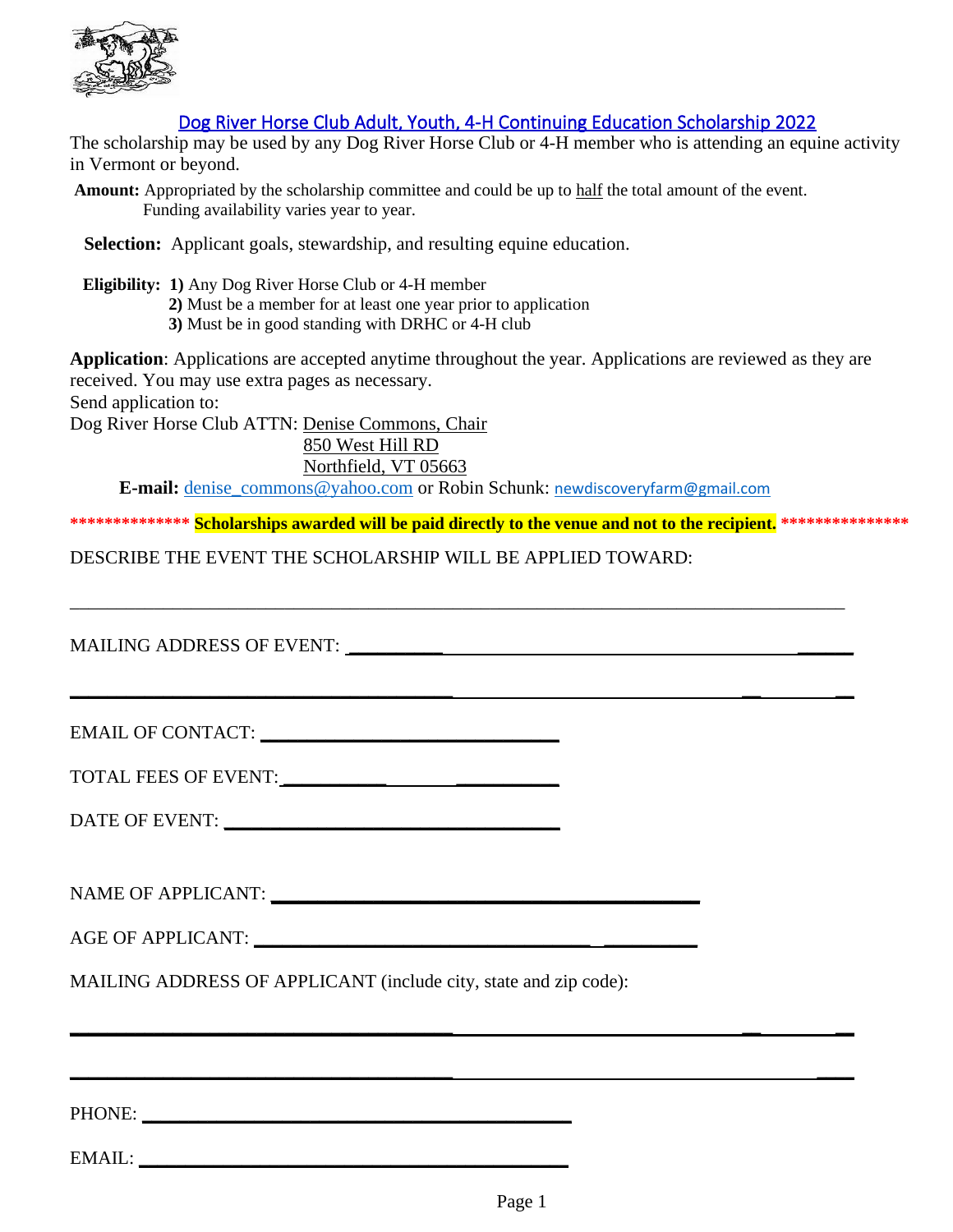## Dog River Horse Club Adult, Youth, 4-H Continuing Education Scholarship 2022

The scholarship may be used by any Dog River Horse Club or 4-H member who is attending an equine activity in Vermont or beyond.

**Amount:** Appropriated by the scholarship committee and could be up to half the total amount of the event. Funding availability varies year to year.

**Selection:** Applicant goals, stewardship, and resulting equine education.

**Eligibility:**
**1)** Any Dog River Horse Club or 4-H member
**2)** Must be a member for at least one year prior to application
**3)** Must be in good standing with DRHC or 4-H club

**Application**: Applications are accepted anytime throughout the year. Applications are reviewed as they are received. You may use extra pages as necessary.

Send application to:

Dog River Horse Club ATTN: Denise Commons, Chair
850 West Hill RD
Northfield, VT 05663

**E-mail:** denise_commons@yahoo.com or Robin Schunk: newdiscoveryfarm@gmail.com

************** **Scholarships awarded will be paid directly to the venue and not to the recipient.** ***************

DESCRIBE THE EVENT THE SCHOLARSHIP WILL BE APPLIED TOWARD:

_______________________________________________________________________________

MAILING ADDRESS OF EVENT: ______________________________________________________

_______________________________________________________________________________

EMAIL OF CONTACT: ______________________________

TOTAL FEES OF EVENT: ______________________________

DATE OF EVENT: ______________________________

NAME OF APPLICANT: ____________________________________________

AGE OF APPLICANT: ____________________________________________

MAILING ADDRESS OF APPLICANT (include city, state and zip code):

_______________________________________________________________________________

_______________________________________________________________________________

PHONE: ____________________________________________

EMAIL: ____________________________________________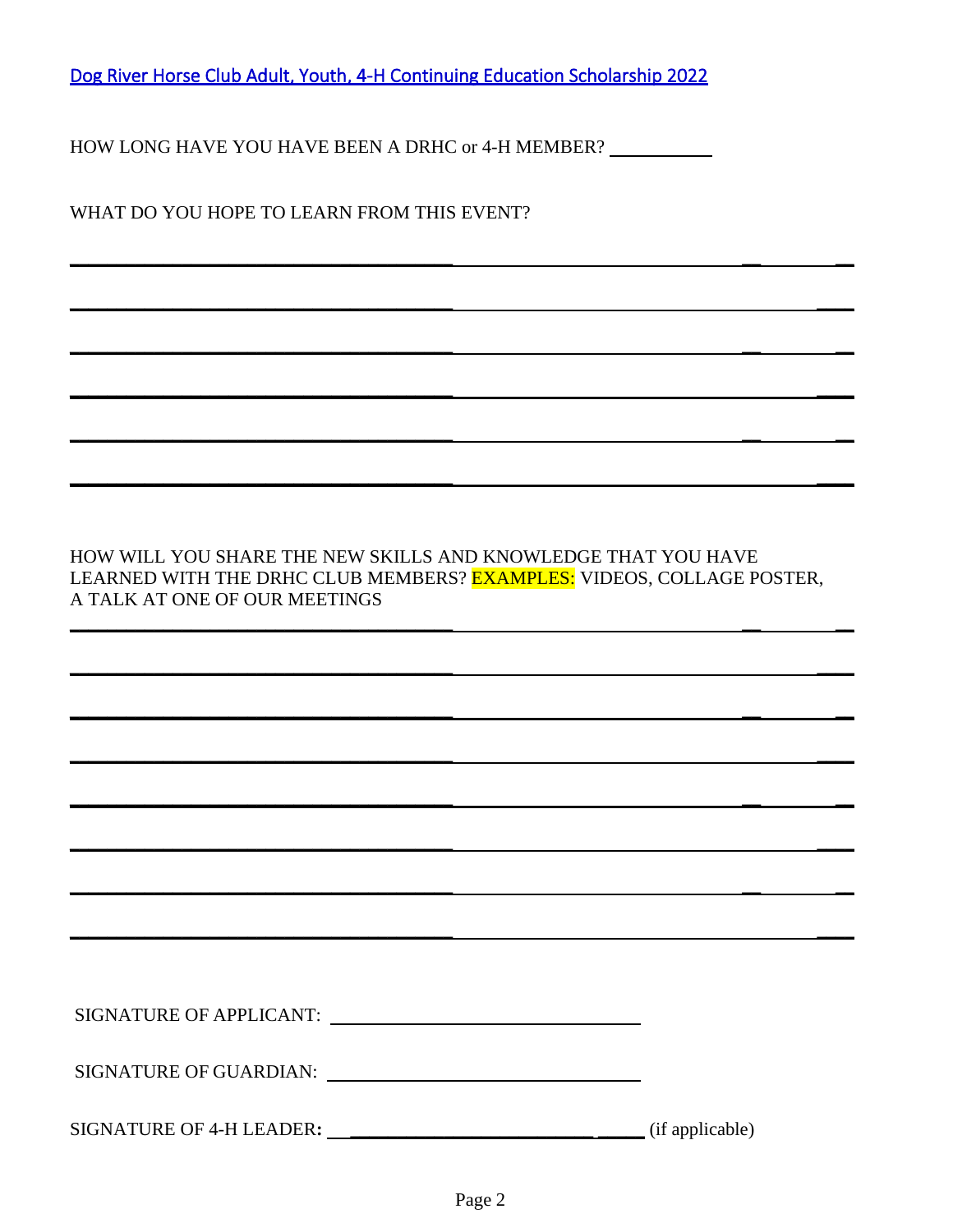Dog River Horse Club Adult, Youth, 4-H Continuing Education Scholarship 2022

HOW LONG HAVE YOU HAVE BEEN A DRHC or 4-H MEMBER? ___________

WHAT DO YOU HOPE TO LEARN FROM THIS EVENT?

______________________________________________________________________________

______________________________________________________________________________

______________________________________________________________________________

______________________________________________________________________________

______________________________________________________________________________

______________________________________________________________________________

HOW WILL YOU SHARE THE NEW SKILLS AND KNOWLEDGE THAT YOU HAVE LEARNED WITH THE DRHC CLUB MEMBERS? EXAMPLES: VIDEOS, COLLAGE POSTER, A TALK AT ONE OF OUR MEETINGS

______________________________________________________________________________

______________________________________________________________________________

______________________________________________________________________________

______________________________________________________________________________

______________________________________________________________________________

______________________________________________________________________________

______________________________________________________________________________

______________________________________________________________________________

SIGNATURE OF APPLICANT: ______________________________

SIGNATURE OF GUARDIAN: ______________________________

**SIGNATURE OF 4-H LEADER:** ______________________________ (if applicable)